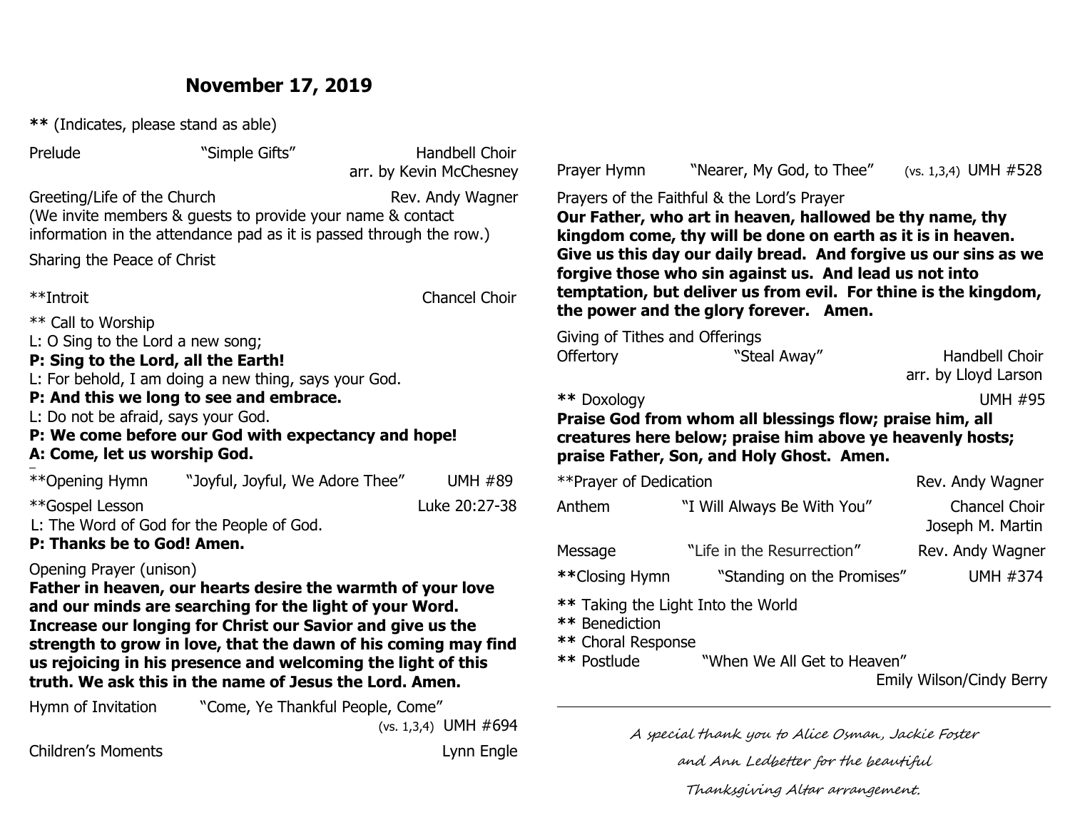# November 17, 2019

**\*\*** (Indicates, please stand as able)

Prelude "Simple Gifts" Handbell Choir
arr. by Kevin McChesney

Greeting/Life of the Church Rev. Andy Wagner
(We invite members & guests to provide your name & contact information in the attendance pad as it is passed through the row.)

Sharing the Peace of Christ

\*\*Introit Chancel Choir

\*\* Call to Worship

L: O Sing to the Lord a new song;

**P: Sing to the Lord, all the Earth!**

L: For behold, I am doing a new thing, says your God.

**P: And this we long to see and embrace.**

L: Do not be afraid, says your God.

**P: We come before our God with expectancy and hope!**

**A: Come, let us worship God.**

\*\*Opening Hymn "Joyful, Joyful, We Adore Thee" UMH #89

\*\*Gospel Lesson Luke 20:27-38

L: The Word of God for the People of God.

**P: Thanks be to God! Amen.**

Opening Prayer (unison)

**Father in heaven, our hearts desire the warmth of your love and our minds are searching for the light of your Word. Increase our longing for Christ our Savior and give us the strength to grow in love, that the dawn of his coming may find us rejoicing in his presence and welcoming the light of this truth. We ask this in the name of Jesus the Lord. Amen.**

Hymn of Invitation "Come, Ye Thankful People, Come" (vs. 1,3,4) UMH #694

Children's Moments Lynn Engle

Prayer Hymn "Nearer, My God, to Thee" (vs. 1,3,4) UMH #528

Prayers of the Faithful & the Lord's Prayer

**Our Father, who art in heaven, hallowed be thy name, thy kingdom come, thy will be done on earth as it is in heaven. Give us this day our daily bread. And forgive us our sins as we forgive those who sin against us. And lead us not into temptation, but deliver us from evil. For thine is the kingdom, the power and the glory forever. Amen.**

Giving of Tithes and Offerings

Offertory "Steal Away" Handbell Choir
arr. by Lloyd Larson

**\*\*** Doxology UMH #95

**Praise God from whom all blessings flow; praise him, all creatures here below; praise him above ye heavenly hosts; praise Father, Son, and Holy Ghost. Amen.**

\*\*Prayer of Dedication Rev. Andy Wagner

Anthem "I Will Always Be With You" Chancel Choir
Joseph M. Martin

Message "Life in the Resurrection" Rev. Andy Wagner

**\*\***Closing Hymn "Standing on the Promises" UMH #374

**\*\*** Taking the Light Into the World

**\*\*** Benediction

**\*\*** Choral Response

**\*\*** Postlude "When We All Get to Heaven"
Emily Wilson/Cindy Berry

---

*A special thank you to Alice Osman, Jackie Foster and Ann Ledbetter for the beautiful Thanksgiving Altar arrangement.*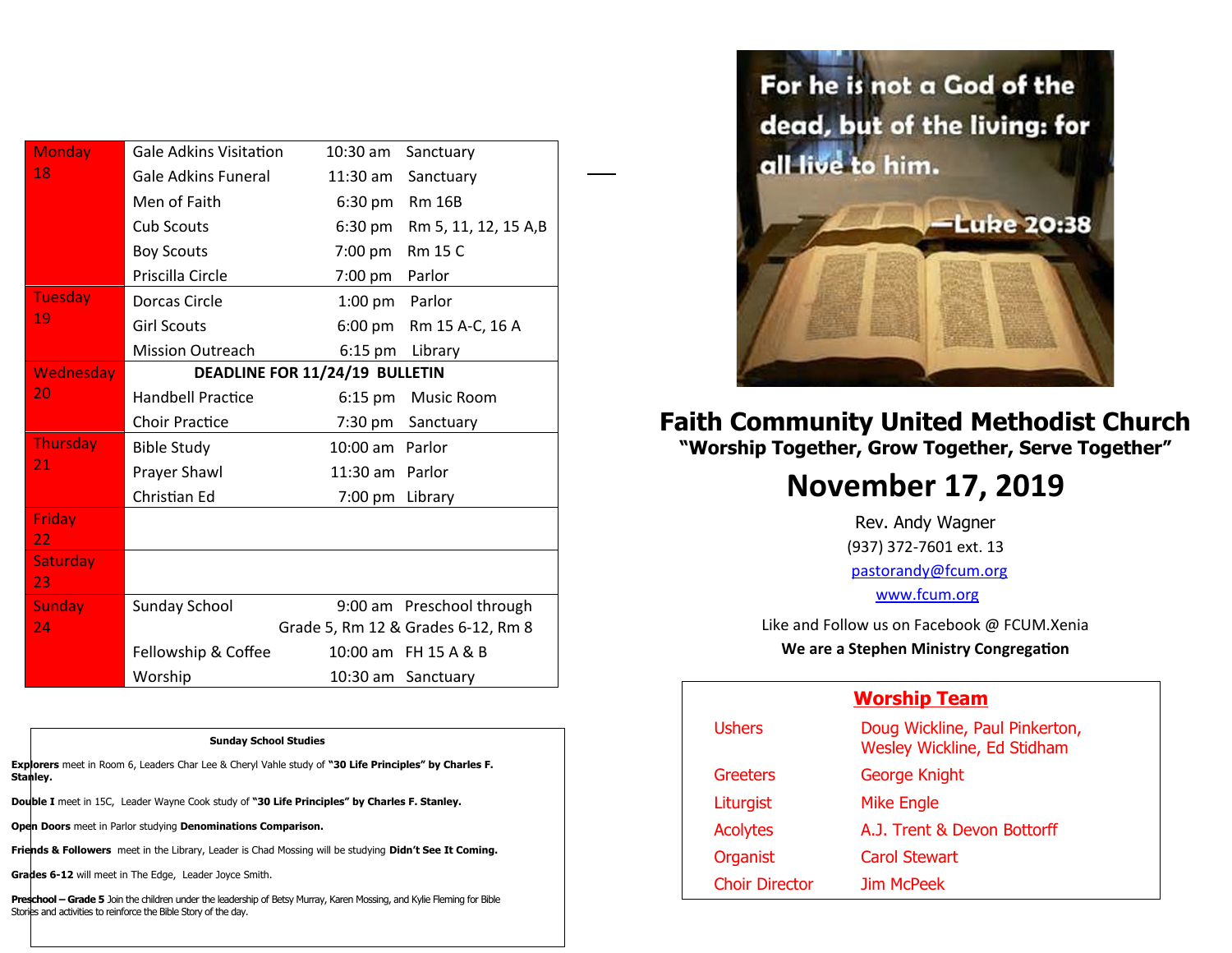| Day | Event | Time | Location |
| --- | --- | --- | --- |
| Monday 18 | Gale Adkins Visitation | 10:30 am | Sanctuary |
| | Gale Adkins Funeral | 11:30 am | Sanctuary |
| | Men of Faith | 6:30 pm | Rm 16B |
| | Cub Scouts | 6:30 pm | Rm 5, 11, 12, 15 A,B |
| | Boy Scouts | 7:00 pm | Rm 15 C |
| | Priscilla Circle | 7:00 pm | Parlor |
| Tuesday 19 | Dorcas Circle | 1:00 pm | Parlor |
| | Girl Scouts | 6:00 pm | Rm 15 A-C, 16 A |
| | Mission Outreach | 6:15 pm | Library |
| Wednesday 20 | **DEADLINE FOR 11/24/19 BULLETIN** | | |
| | Handbell Practice | 6:15 pm | Music Room |
| | Choir Practice | 7:30 pm | Sanctuary |
| Thursday 21 | Bible Study | 10:00 am | Parlor |
| | Prayer Shawl | 11:30 am | Parlor |
| | Christian Ed | 7:00 pm | Library |
| Friday 22 | | | |
| Saturday 23 | | | |
| Sunday 24 | Sunday School | 9:00 am | Preschool through Grade 5, Rm 12 & Grades 6-12, Rm 8 |
| | Fellowship & Coffee | 10:00 am | FH 15 A & B |
| | Worship | 10:30 am | Sanctuary |

**Sunday School Studies**

**Explorers** meet in Room 6, Leaders Char Lee & Cheryl Vahle study of **"30 Life Principles" by Charles F. Stanley.**

**Double I** meet in 15C, Leader Wayne Cook study of **"30 Life Principles" by Charles F. Stanley.**

**Open Doors** meet in Parlor studying **Denominations Comparison.**

**Friends & Followers** meet in the Library, Leader is Chad Mossing will be studying **Didn't See It Coming.**

**Grades 6-12** will meet in The Edge, Leader Joyce Smith.

**Preschool – Grade 5** Join the children under the leadership of Betsy Murray, Karen Mossing, and Kylie Fleming for Bible Stories and activities to reinforce the Bible Story of the day.

For he is not a God of the dead, but of the living: for all live to him.
—Luke 20:38

# Faith Community United Methodist Church

**"Worship Together, Grow Together, Serve Together"**

## November 17, 2019

Rev. Andy Wagner
(937) 372-7601 ext. 13
pastorandy@fcum.org
www.fcum.org

Like and Follow us on Facebook @ FCUM.Xenia

**We are a Stephen Ministry Congregation**

**Worship Team**

| Role | Name |
| --- | --- |
| Ushers | Doug Wickline, Paul Pinkerton, Wesley Wickline, Ed Stidham |
| Greeters | George Knight |
| Liturgist | Mike Engle |
| Acolytes | A.J. Trent & Devon Bottorff |
| Organist | Carol Stewart |
| Choir Director | Jim McPeek |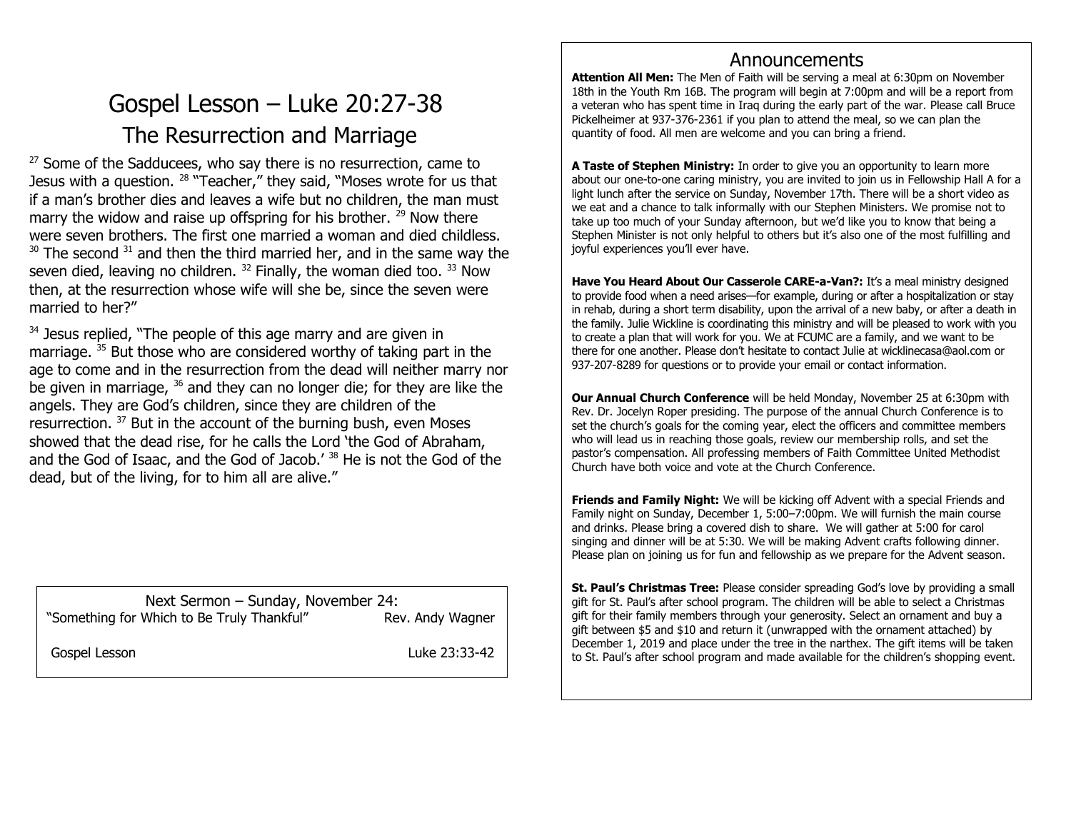# Gospel Lesson – Luke 20:27-38

## The Resurrection and Marriage

[27] Some of the Sadducees, who say there is no resurrection, came to Jesus with a question. [28] "Teacher," they said, "Moses wrote for us that if a man's brother dies and leaves a wife but no children, the man must marry the widow and raise up offspring for his brother. [29] Now there were seven brothers. The first one married a woman and died childless. [30] The second [31] and then the third married her, and in the same way the seven died, leaving no children. [32] Finally, the woman died too. [33] Now then, at the resurrection whose wife will she be, since the seven were married to her?"

[34] Jesus replied, "The people of this age marry and are given in marriage. [35] But those who are considered worthy of taking part in the age to come and in the resurrection from the dead will neither marry nor be given in marriage, [36] and they can no longer die; for they are like the angels. They are God's children, since they are children of the resurrection. [37] But in the account of the burning bush, even Moses showed that the dead rise, for he calls the Lord 'the God of Abraham, and the God of Isaac, and the God of Jacob.' [38] He is not the God of the dead, but of the living, for to him all are alive."

Next Sermon – Sunday, November 24:

"Something for Which to Be Truly Thankful" Rev. Andy Wagner

Gospel Lesson Luke 23:33-42

# Announcements

**Attention All Men:** The Men of Faith will be serving a meal at 6:30pm on November 18th in the Youth Rm 16B. The program will begin at 7:00pm and will be a report from a veteran who has spent time in Iraq during the early part of the war. Please call Bruce Pickelheimer at 937-376-2361 if you plan to attend the meal, so we can plan the quantity of food. All men are welcome and you can bring a friend.

**A Taste of Stephen Ministry:** In order to give you an opportunity to learn more about our one-to-one caring ministry, you are invited to join us in Fellowship Hall A for a light lunch after the service on Sunday, November 17th. There will be a short video as we eat and a chance to talk informally with our Stephen Ministers. We promise not to take up too much of your Sunday afternoon, but we'd like you to know that being a Stephen Minister is not only helpful to others but it's also one of the most fulfilling and joyful experiences you'll ever have.

**Have You Heard About Our Casserole CARE-a-Van?:** It's a meal ministry designed to provide food when a need arises—for example, during or after a hospitalization or stay in rehab, during a short term disability, upon the arrival of a new baby, or after a death in the family. Julie Wickline is coordinating this ministry and will be pleased to work with you to create a plan that will work for you. We at FCUMC are a family, and we want to be there for one another. Please don't hesitate to contact Julie at wicklinecasa@aol.com or 937-207-8289 for questions or to provide your email or contact information.

**Our Annual Church Conference** will be held Monday, November 25 at 6:30pm with Rev. Dr. Jocelyn Roper presiding. The purpose of the annual Church Conference is to set the church's goals for the coming year, elect the officers and committee members who will lead us in reaching those goals, review our membership rolls, and set the pastor's compensation. All professing members of Faith Committee United Methodist Church have both voice and vote at the Church Conference.

**Friends and Family Night:** We will be kicking off Advent with a special Friends and Family night on Sunday, December 1, 5:00–7:00pm. We will furnish the main course and drinks. Please bring a covered dish to share. We will gather at 5:00 for carol singing and dinner will be at 5:30. We will be making Advent crafts following dinner. Please plan on joining us for fun and fellowship as we prepare for the Advent season.

**St. Paul's Christmas Tree:** Please consider spreading God's love by providing a small gift for St. Paul's after school program. The children will be able to select a Christmas gift for their family members through your generosity. Select an ornament and buy a gift between $5 and $10 and return it (unwrapped with the ornament attached) by December 1, 2019 and place under the tree in the narthex. The gift items will be taken to St. Paul's after school program and made available for the children's shopping event.